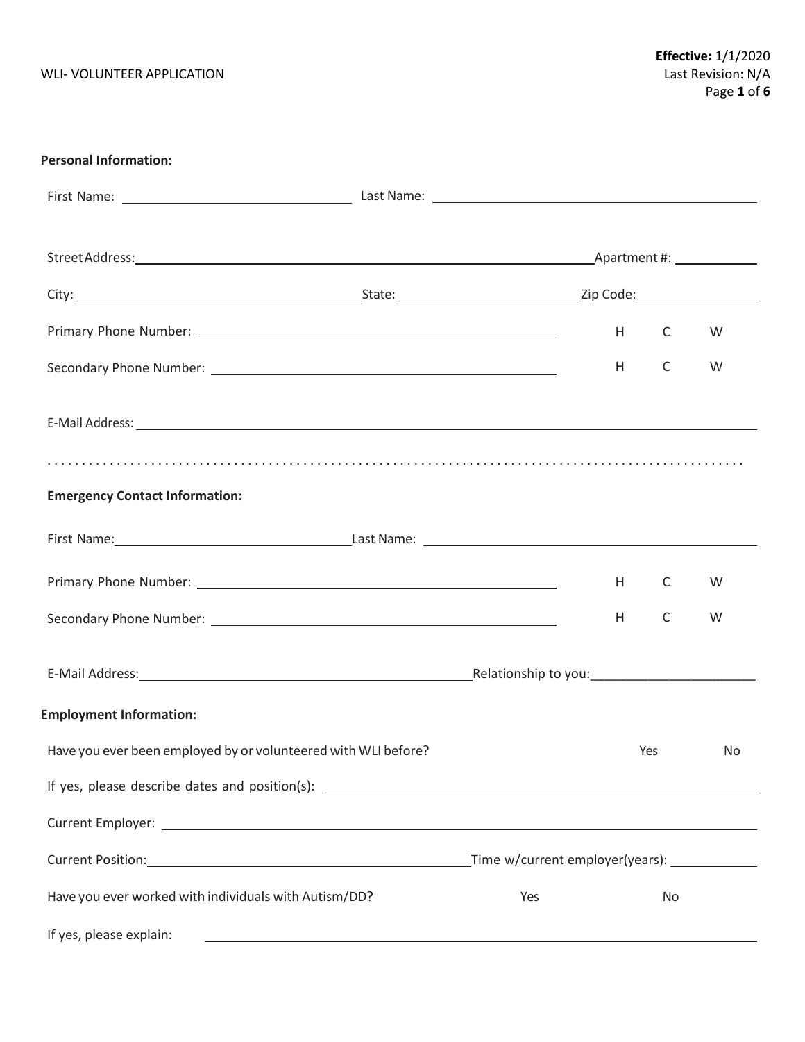WLI- VOLUNTEER APPLICATION

**Effective:** 1/1/2020
Last Revision: N/A

**Personal Information:**

First Name: ______________________ Last Name: ______________________

Street Address: ______________________ Apartment #: __________

City: ______________________ State: ______________ Zip Code: __________

Primary Phone Number: ______________________ H C W

Secondary Phone Number: ______________________ H C W

E-Mail Address: ______________________

. . . . . . . . . . . . . . . . . . . . . . . . . . . . . . . . . . . . . . . . . . . . . . . . . . . . . . . . . . . . . . . . . . . . . . . . . . . . . . . . . . . . . . .

**Emergency Contact Information:**

First Name: ______________________ Last Name: ______________________

Primary Phone Number: ______________________ H C W

Secondary Phone Number: ______________________ H C W

E-Mail Address: ______________________ Relationship to you: ______________________

**Employment Information:**

Have you ever been employed by or volunteered with WLI before? Yes No

If yes, please describe dates and position(s): ______________________

Current Employer: ______________________

Current Position: ______________________ Time w/current employer(years): __________

Have you ever worked with individuals with Autism/DD? Yes No

If yes, please explain: ______________________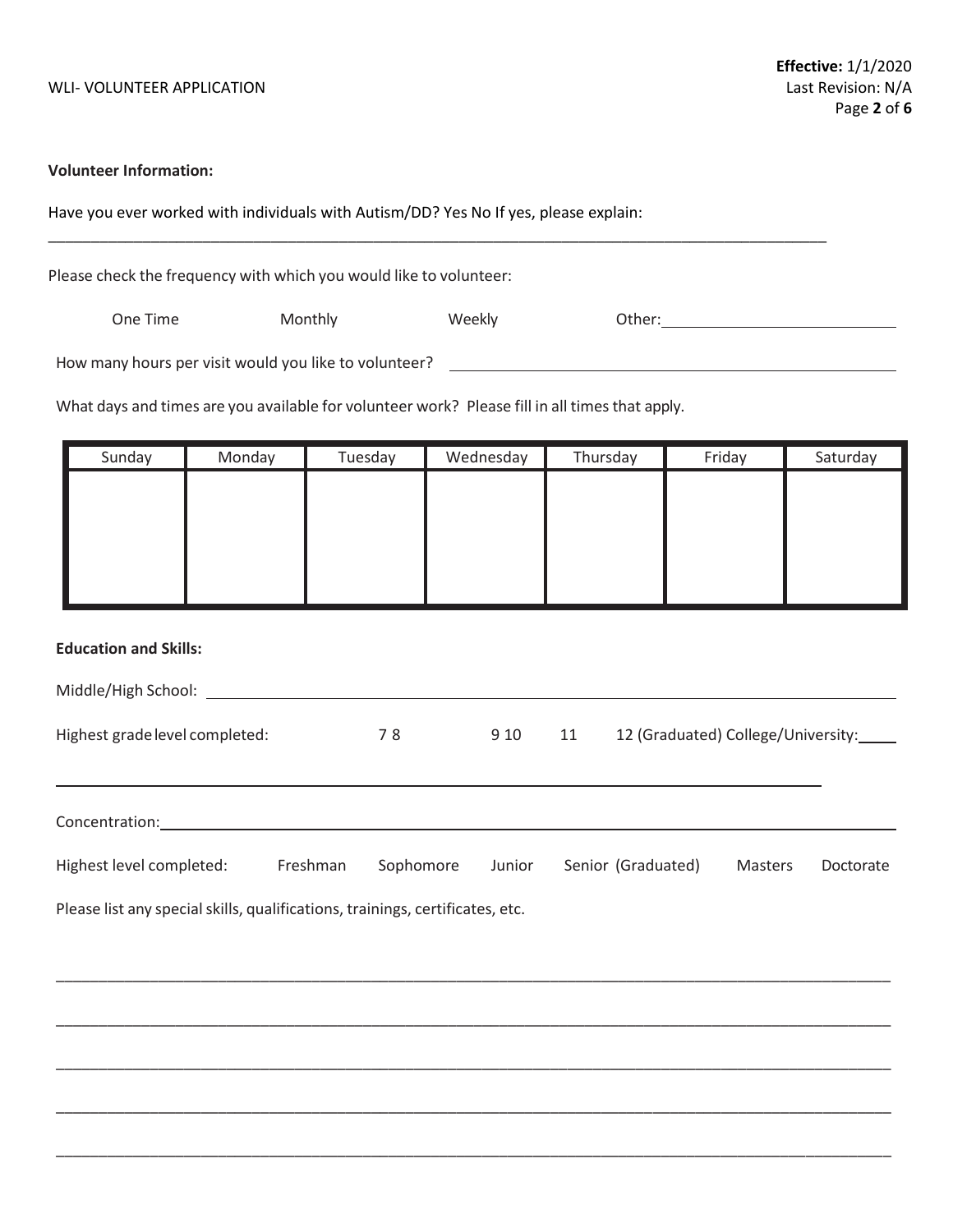**Volunteer Information:**

Have you ever worked with individuals with Autism/DD? Yes No If yes, please explain:

_______________________________________________________________________________________________

Please check the frequency with which you would like to volunteer:

One Time Monthly Weekly Other: ____________________________

How many hours per visit would you like to volunteer? ______________________________________________________

What days and times are you available for volunteer work? Please fill in all times that apply.

| Sunday | Monday | Tuesday | Wednesday | Thursday | Friday | Saturday |
|---|---|---|---|---|---|---|
| | | | | | | |

**Education and Skills:**

Middle/High School: _______________________________________________________________________________

Highest grade level completed: 7 8 9 10 11 12 (Graduated) College/University: ____

_______________________________________________________________________________________________

Concentration: ___________________________________________________________________________________

Highest level completed: Freshman Sophomore Junior Senior (Graduated) Masters Doctorate

Please list any special skills, qualifications, trainings, certificates, etc.

_______________________________________________________________________________________________

_______________________________________________________________________________________________

_______________________________________________________________________________________________

_______________________________________________________________________________________________

_______________________________________________________________________________________________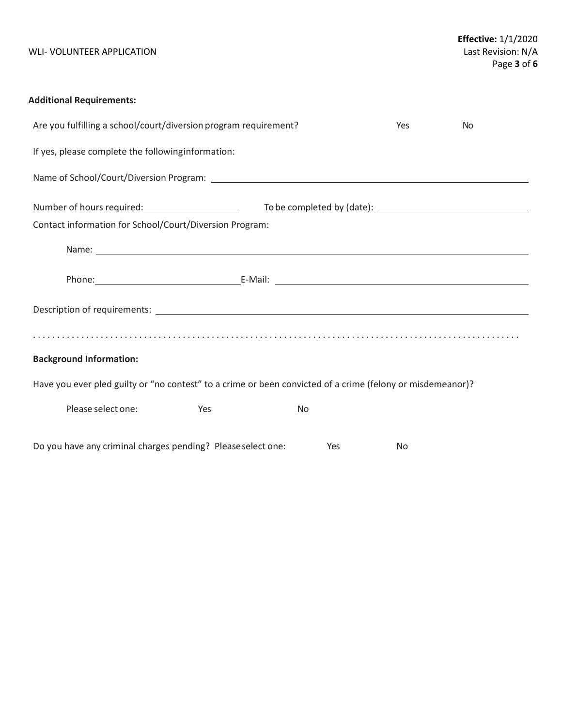**Additional Requirements:**

Are you fulfilling a school/court/diversion program requirement? Yes No

If yes, please complete the following information:

Name of School/Court/Diversion Program: \_\_\_\_\_\_\_\_\_\_\_\_\_\_\_\_\_\_\_\_\_\_\_\_\_\_\_\_\_\_\_\_\_\_\_\_\_\_\_\_

Number of hours required: \_\_\_\_\_\_\_\_\_\_\_\_\_\_\_\_ To be completed by (date): \_\_\_\_\_\_\_\_\_\_\_\_\_\_\_\_\_\_\_\_

Contact information for School/Court/Diversion Program:

Name: \_\_\_\_\_\_\_\_\_\_\_\_\_\_\_\_\_\_\_\_\_\_\_\_\_\_\_\_\_\_\_\_\_\_\_\_\_\_\_\_\_\_\_\_\_\_\_\_\_\_\_\_\_\_\_\_\_\_

Phone: \_\_\_\_\_\_\_\_\_\_\_\_\_\_\_\_\_\_\_\_\_\_\_\_ E-Mail: \_\_\_\_\_\_\_\_\_\_\_\_\_\_\_\_\_\_\_\_\_\_\_\_\_\_\_\_\_\_\_\_\_\_

Description of requirements: \_\_\_\_\_\_\_\_\_\_\_\_\_\_\_\_\_\_\_\_\_\_\_\_\_\_\_\_\_\_\_\_\_\_\_\_\_\_\_\_\_\_\_\_\_\_

. . . . . . . . . . . . . . . . . . . . . . . . . . . . . . . . . . . . . . . . . . . . . . . . . . . . . . . . . . . . . . . . . . . . . . . . . . . . . . . . . . . . .

**Background Information:**

Have you ever pled guilty or "no contest" to a crime or been convicted of a crime (felony or misdemeanor)?

Please select one: Yes No

Do you have any criminal charges pending? Please select one: Yes No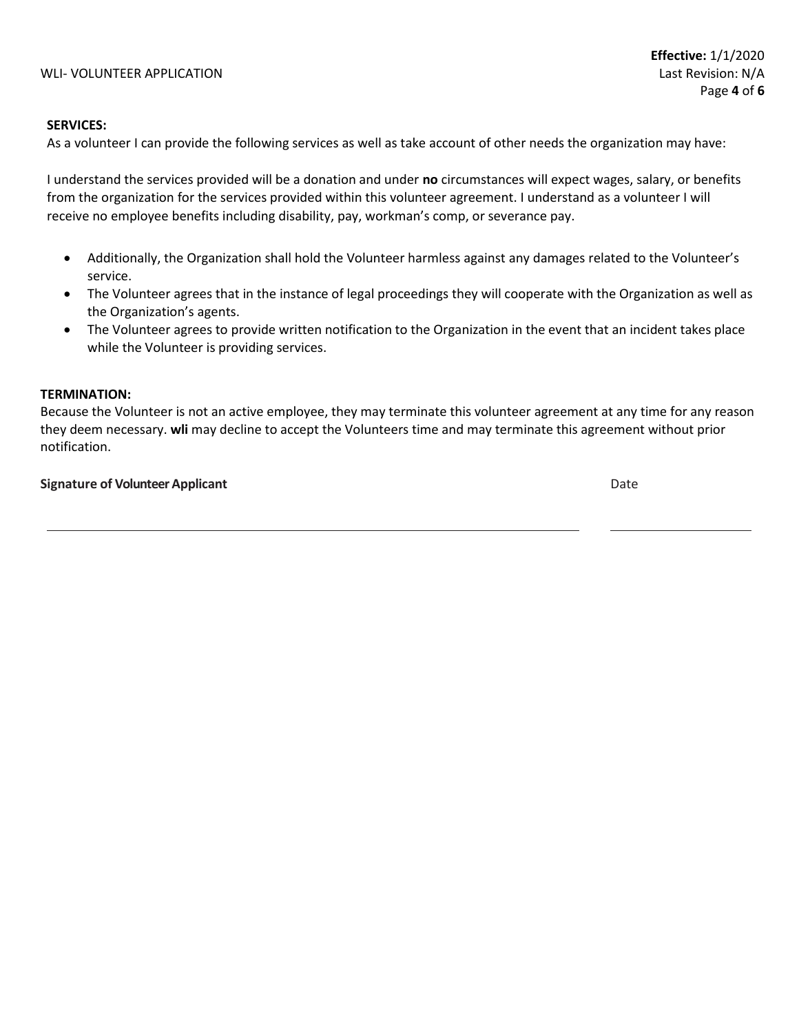**SERVICES:**

As a volunteer I can provide the following services as well as take account of other needs the organization may have:

I understand the services provided will be a donation and under **no** circumstances will expect wages, salary, or benefits from the organization for the services provided within this volunteer agreement. I understand as a volunteer I will receive no employee benefits including disability, pay, workman's comp, or severance pay.

- Additionally, the Organization shall hold the Volunteer harmless against any damages related to the Volunteer's service.
- The Volunteer agrees that in the instance of legal proceedings they will cooperate with the Organization as well as the Organization's agents.
- The Volunteer agrees to provide written notification to the Organization in the event that an incident takes place while the Volunteer is providing services.

**TERMINATION:**

Because the Volunteer is not an active employee, they may terminate this volunteer agreement at any time for any reason they deem necessary. **wli** may decline to accept the Volunteers time and may terminate this agreement without prior notification.

**Signature of Volunteer Applicant** ______________________________ Date ______________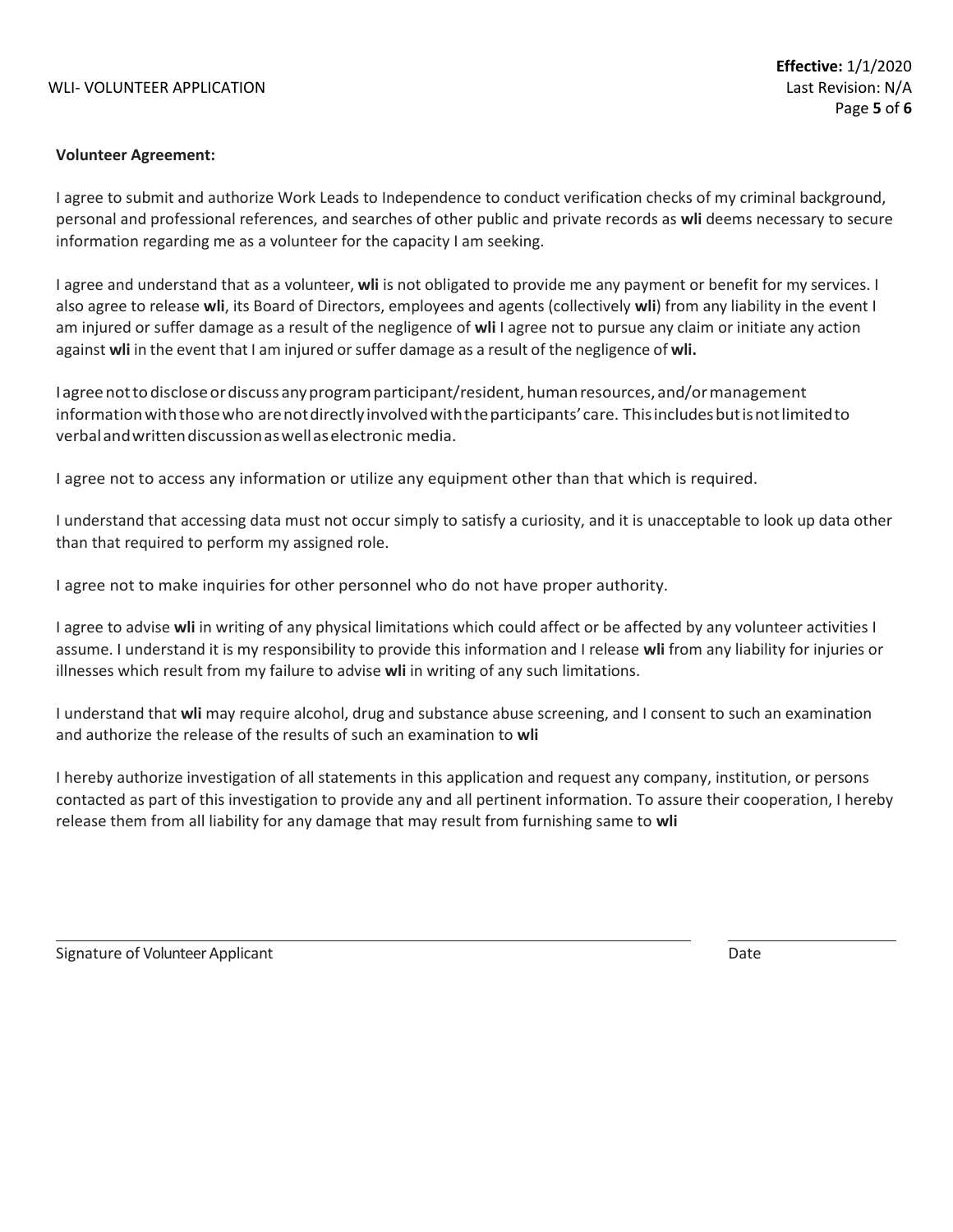**Volunteer Agreement:**

I agree to submit and authorize Work Leads to Independence to conduct verification checks of my criminal background, personal and professional references, and searches of other public and private records as **wli** deems necessary to secure information regarding me as a volunteer for the capacity I am seeking.

I agree and understand that as a volunteer, **wli** is not obligated to provide me any payment or benefit for my services. I also agree to release **wli**, its Board of Directors, employees and agents (collectively **wli**) from any liability in the event I am injured or suffer damage as a result of the negligence of **wli** I agree not to pursue any claim or initiate any action against **wli** in the event that I am injured or suffer damage as a result of the negligence of **wli.**

I agree not to disclose or discuss any program participant/resident, human resources, and/or management information with those who are not directly involved with the participants' care. This includes but is not limited to verbal and written discussion as well as electronic media.

I agree not to access any information or utilize any equipment other than that which is required.

I understand that accessing data must not occur simply to satisfy a curiosity, and it is unacceptable to look up data other than that required to perform my assigned role.

I agree not to make inquiries for other personnel who do not have proper authority.

I agree to advise **wli** in writing of any physical limitations which could affect or be affected by any volunteer activities I assume. I understand it is my responsibility to provide this information and I release **wli** from any liability for injuries or illnesses which result from my failure to advise **wli** in writing of any such limitations.

I understand that **wli** may require alcohol, drug and substance abuse screening, and I consent to such an examination and authorize the release of the results of such an examination to **wli**

I hereby authorize investigation of all statements in this application and request any company, institution, or persons contacted as part of this investigation to provide any and all pertinent information. To assure their cooperation, I hereby release them from all liability for any damage that may result from furnishing same to **wli**

______________________________________________ ______________

Signature of Volunteer Applicant Date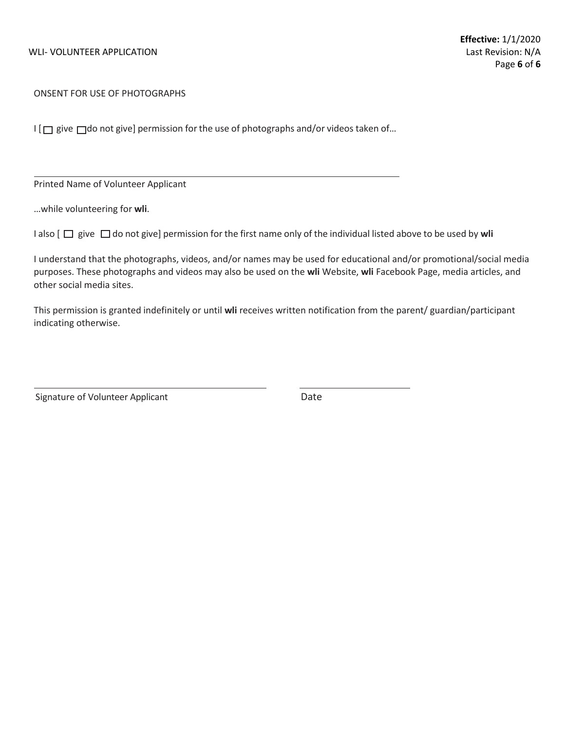ONSENT FOR USE OF PHOTOGRAPHS

I [☐ give ☐do not give] permission for the use of photographs and/or videos taken of…

\_\_\_\_\_\_\_\_\_\_\_\_\_\_\_\_\_\_\_\_\_\_\_\_\_\_\_\_\_\_\_\_\_\_\_\_\_\_\_\_\_\_\_\_\_\_\_\_\_\_\_\_\_\_\_\_\_\_

Printed Name of Volunteer Applicant

…while volunteering for **wli**.

I also [ ☐ give ☐ do not give] permission for the first name only of the individual listed above to be used by **wli**

I understand that the photographs, videos, and/or names may be used for educational and/or promotional/social media purposes. These photographs and videos may also be used on the **wli** Website, **wli** Facebook Page, media articles, and other social media sites.

This permission is granted indefinitely or until **wli** receives written notification from the parent/ guardian/participant indicating otherwise.

\_\_\_\_\_\_\_\_\_\_\_\_\_\_\_\_\_\_\_\_\_\_\_\_\_\_\_\_\_\_\_\_\_\_\_\_\_\_\_\_ \_\_\_\_\_\_\_\_\_\_\_\_\_\_\_\_\_\_\_\_

Signature of Volunteer Applicant Date